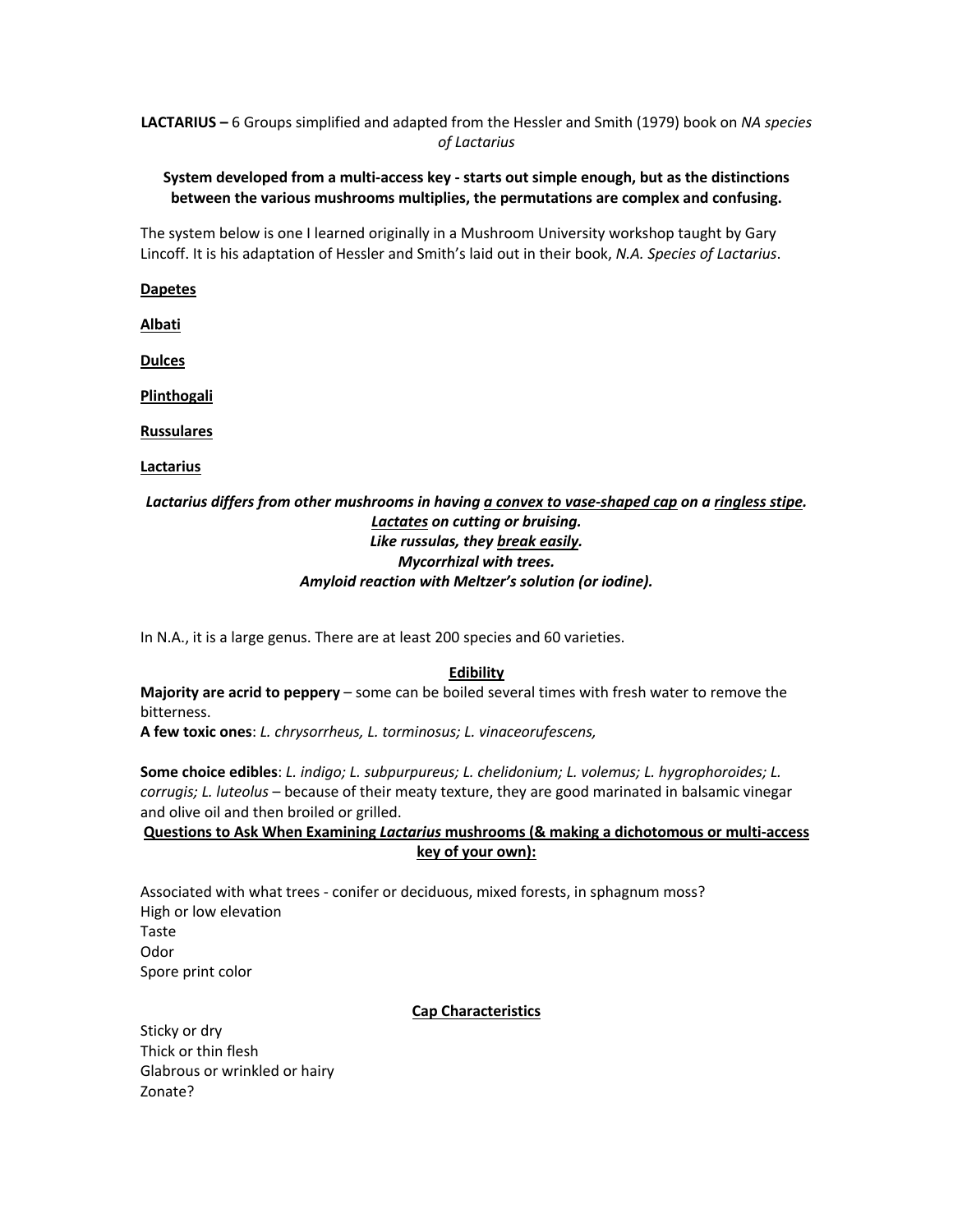**LACTARIUS –** 6 Groups simplified and adapted from the Hessler and Smith (1979) book on *NA species of Lactarius*

**System developed from a multi-access key - starts out simple enough, but as the distinctions between the various mushrooms multiplies, the permutations are complex and confusing.**

The system below is one I learned originally in a Mushroom University workshop taught by Gary Lincoff. It is his adaptation of Hessler and Smith's laid out in their book, *N.A. Species of Lactarius*.

<u>**Dapetes**</u>

<u>**Albati**</u>

<u>**Dulces**</u>

<u>**Plinthogali**</u>

<u>**Russulares**</u>

<u>**Lactarius**</u>

***Lactarius differs from other mushrooms in having <u>a convex to vase-shaped cap</u> on a <u>ringless stipe</u>.***
***<u>Lactates</u> on cutting or bruising.***
***Like russulas, they <u>break easily</u>.***
***Mycorrhizal with trees.***
***Amyloid reaction with Meltzer's solution (or iodine).***

In N.A., it is a large genus. There are at least 200 species and 60 varieties.

<u>**Edibility**</u>

**Majority are acrid to peppery** – some can be boiled several times with fresh water to remove the bitterness.
**A few toxic ones**: *L. chrysorrheus, L. torminosus; L. vinaceorufescens,*

**Some choice edibles**: *L. indigo; L. subpurpureus; L. chelidonium; L. volemus; L. hygrophoroides; L. corrugis; L. luteolus* – because of their meaty texture, they are good marinated in balsamic vinegar and olive oil and then broiled or grilled.

<u>**Questions to Ask When Examining *Lactarius* mushrooms (& making a dichotomous or multi-access key of your own):**</u>

Associated with what trees - conifer or deciduous, mixed forests, in sphagnum moss?
High or low elevation
Taste
Odor
Spore print color

<u>**Cap Characteristics**</u>

Sticky or dry
Thick or thin flesh
Glabrous or wrinkled or hairy
Zonate?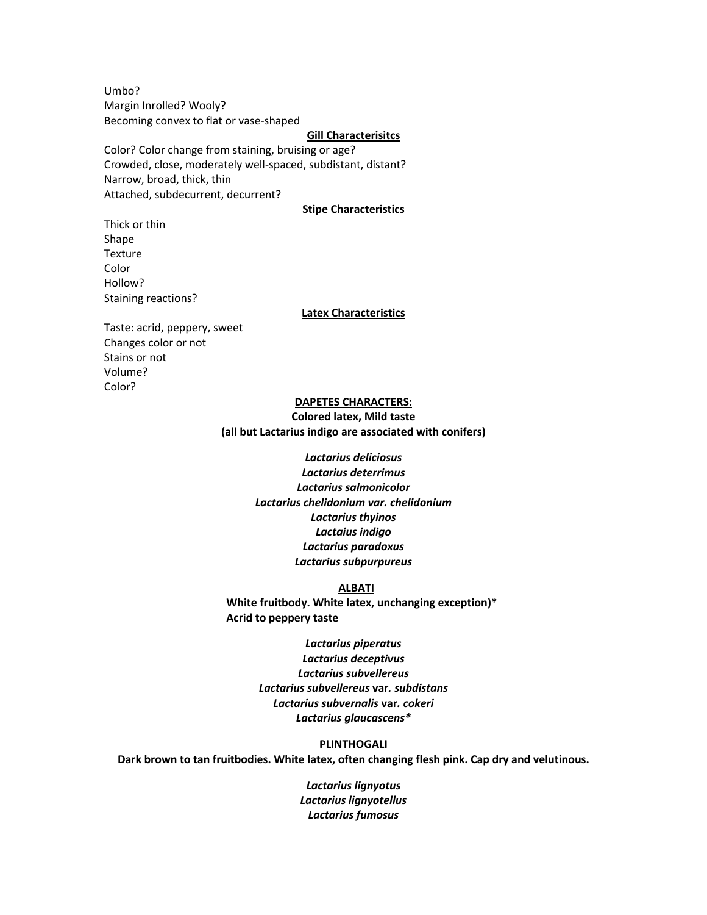Umbo?
Margin Inrolled? Wooly?
Becoming convex to flat or vase-shaped

**<u>Gill Characterisitcs</u>**

Color? Color change from staining, bruising or age?
Crowded, close, moderately well-spaced, subdistant, distant?
Narrow, broad, thick, thin
Attached, subdecurrent, decurrent?

**<u>Stipe Characteristics</u>**

Thick or thin
Shape
Texture
Color
Hollow?
Staining reactions?

**<u>Latex Characteristics</u>**

Taste: acrid, peppery, sweet
Changes color or not
Stains or not
Volume?
Color?

**<u>DAPETES CHARACTERS:</u>**

**Colored latex, Mild taste**
**(all but Lactarius indigo are associated with conifers)**

***Lactarius deliciosus***
***Lactarius deterrimus***
***Lactarius salmonicolor***
***Lactarius chelidonium var. chelidonium***
***Lactarius thyinos***
***Lactaius indigo***
***Lactarius paradoxus***
***Lactarius subpurpureus***

**<u>ALBATI</u>**

**White fruitbody. White latex, unchanging exception)***
**Acrid to peppery taste**

***Lactarius piperatus***
***Lactarius deceptivus***
***Lactarius subvellereus***
***Lactarius subvellereus* var. *subdistans***
***Lactarius subvernalis* var. *cokeri***
***Lactarius glaucascens****

**<u>PLINTHOGALI</u>**

**Dark brown to tan fruitbodies. White latex, often changing flesh pink. Cap dry and velutinous.**

***Lactarius lignyotus***
***Lactarius lignyotellus***
***Lactarius fumosus***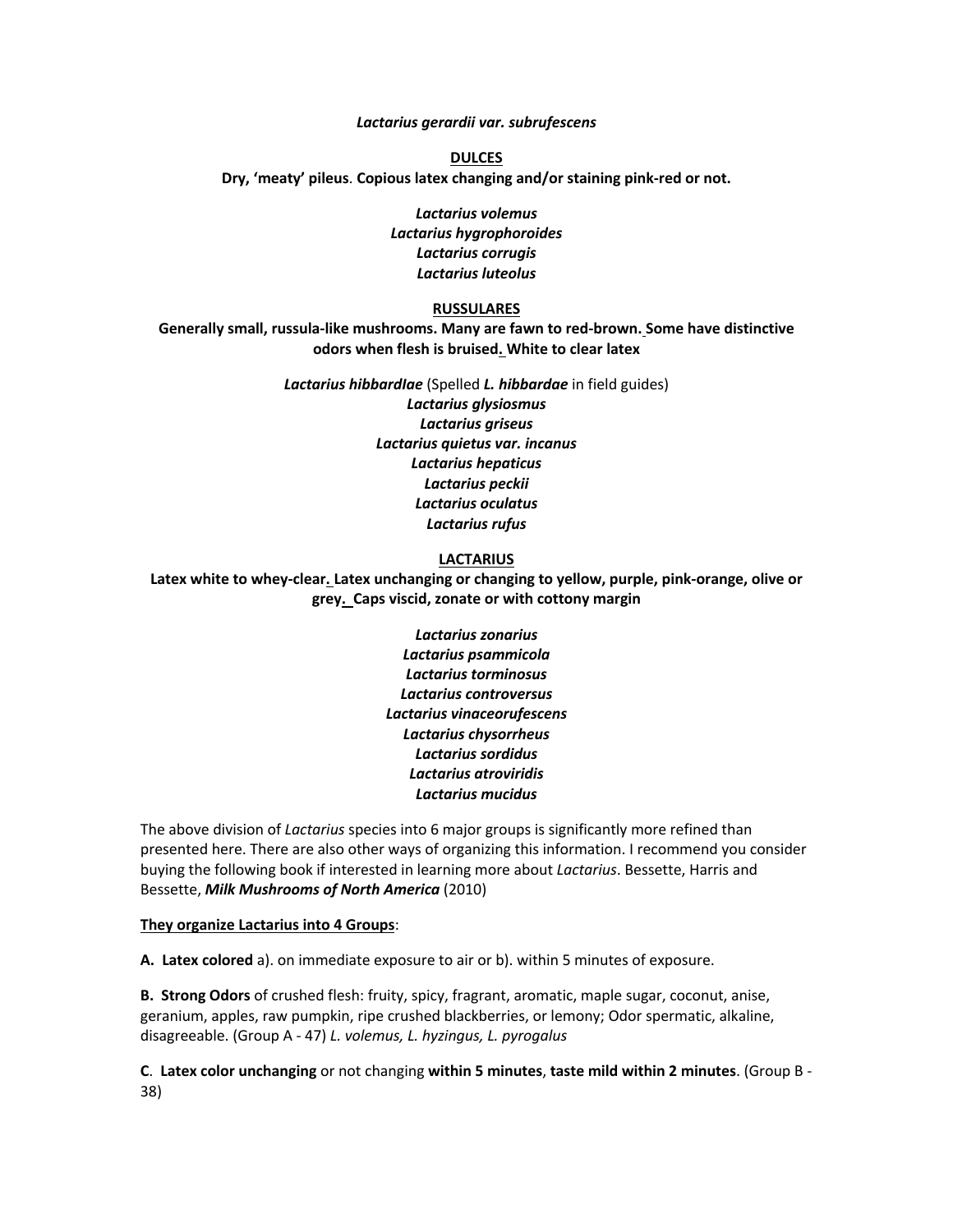*Lactarius gerardii var. subrufescens*

**DULCES**

**Dry, 'meaty' pileus**. **Copious latex changing and/or staining pink-red or not.**

*Lactarius volemus*
*Lactarius hygrophoroides*
*Lactarius corrugis*
*Lactarius luteolus*

**RUSSULARES**

**Generally small, russula-like mushrooms. Many are fawn to red-brown. Some have distinctive odors when flesh is bruised. White to clear latex**

***Lactarius hibbardIae*** (Spelled ***L. hibbardae*** in field guides)
*Lactarius glysiosmus*
*Lactarius griseus*
*Lactarius quietus var. incanus*
*Lactarius hepaticus*
*Lactarius peckii*
*Lactarius oculatus*
*Lactarius rufus*

**LACTARIUS**

**Latex white to whey-clear. Latex unchanging or changing to yellow, purple, pink-orange, olive or grey. Caps viscid, zonate or with cottony margin**

*Lactarius zonarius*
*Lactarius psammicola*
*Lactarius torminosus*
*Lactarius controversus*
*Lactarius vinaceorufescens*
*Lactarius chysorrheus*
*Lactarius sordidus*
*Lactarius atroviridis*
*Lactarius mucidus*

The above division of *Lactarius* species into 6 major groups is significantly more refined than presented here. There are also other ways of organizing this information. I recommend you consider buying the following book if interested in learning more about *Lactarius*. Bessette, Harris and Bessette, ***Milk Mushrooms of North America*** (2010)

**They organize Lactarius into 4 Groups**:

**A. Latex colored** a). on immediate exposure to air or b). within 5 minutes of exposure.

**B. Strong Odors** of crushed flesh: fruity, spicy, fragrant, aromatic, maple sugar, coconut, anise, geranium, apples, raw pumpkin, ripe crushed blackberries, or lemony; Odor spermatic, alkaline, disagreeable. (Group A - 47) *L. volemus, L. hyzingus, L. pyrogalus*

**C**. **Latex color unchanging** or not changing **within 5 minutes**, **taste mild within 2 minutes**. (Group B - 38)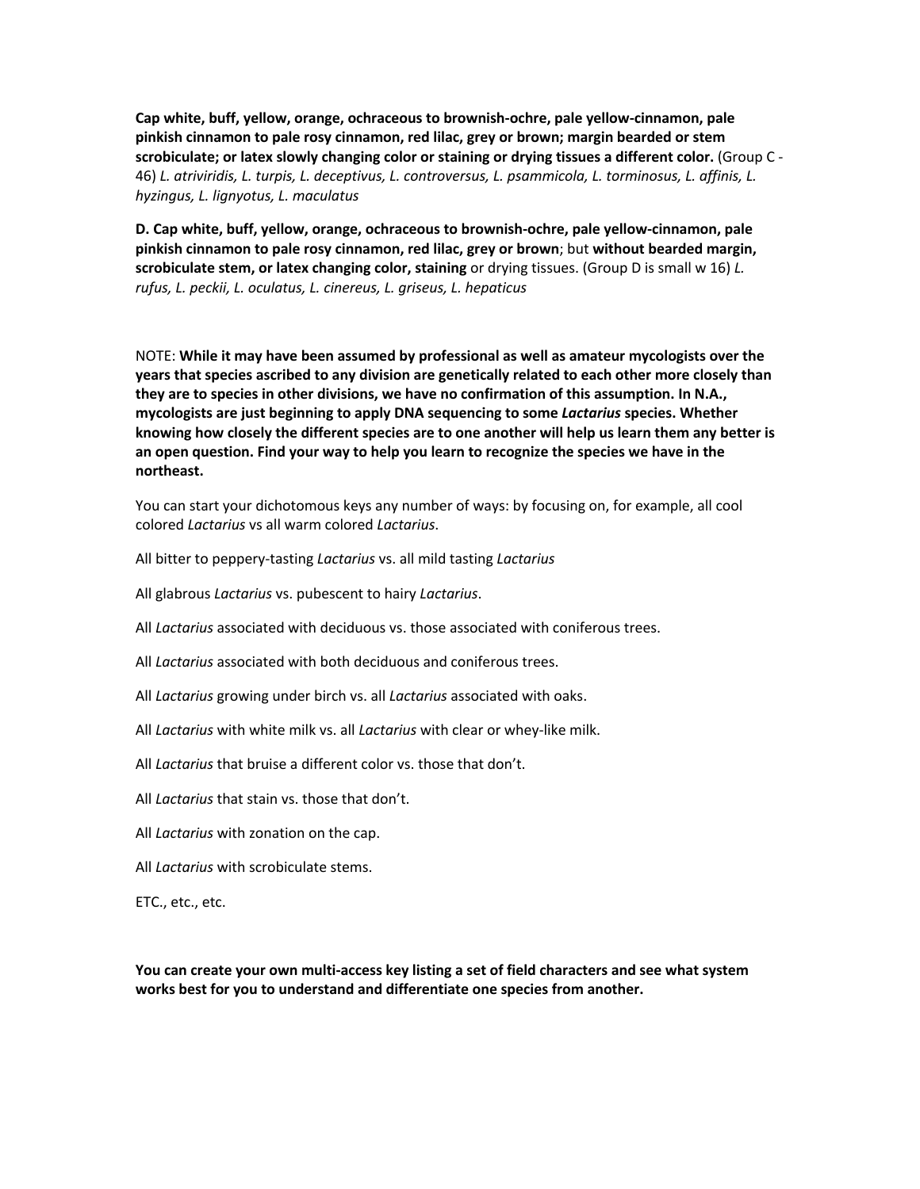**Cap white, buff, yellow, orange, ochraceous to brownish-ochre, pale yellow-cinnamon, pale pinkish cinnamon to pale rosy cinnamon, red lilac, grey or brown; margin bearded or stem scrobiculate; or latex slowly changing color or staining or drying tissues a different color.** (Group C - 46) *L. atriviridis, L. turpis, L. deceptivus, L. controversus, L. psammicola, L. torminosus, L. affinis, L. hyzingus, L. lignyotus, L. maculatus*

**D. Cap white, buff, yellow, orange, ochraceous to brownish-ochre, pale yellow-cinnamon, pale pinkish cinnamon to pale rosy cinnamon, red lilac, grey or brown**; but **without bearded margin, scrobiculate stem, or latex changing color, staining** or drying tissues. (Group D is small w 16) *L. rufus, L. peckii, L. oculatus, L. cinereus, L. griseus, L. hepaticus*

NOTE: **While it may have been assumed by professional as well as amateur mycologists over the years that species ascribed to any division are genetically related to each other more closely than they are to species in other divisions, we have no confirmation of this assumption. In N.A., mycologists are just beginning to apply DNA sequencing to some *Lactarius* species. Whether knowing how closely the different species are to one another will help us learn them any better is an open question. Find your way to help you learn to recognize the species we have in the northeast.**

You can start your dichotomous keys any number of ways: by focusing on, for example, all cool colored *Lactarius* vs all warm colored *Lactarius*.

All bitter to peppery-tasting *Lactarius* vs. all mild tasting *Lactarius*

All glabrous *Lactarius* vs. pubescent to hairy *Lactarius*.

All *Lactarius* associated with deciduous vs. those associated with coniferous trees.

All *Lactarius* associated with both deciduous and coniferous trees.

All *Lactarius* growing under birch vs. all *Lactarius* associated with oaks.

All *Lactarius* with white milk vs. all *Lactarius* with clear or whey-like milk.

All *Lactarius* that bruise a different color vs. those that don't.

All *Lactarius* that stain vs. those that don't.

All *Lactarius* with zonation on the cap.

All *Lactarius* with scrobiculate stems.

ETC., etc., etc.

**You can create your own multi-access key listing a set of field characters and see what system works best for you to understand and differentiate one species from another.**